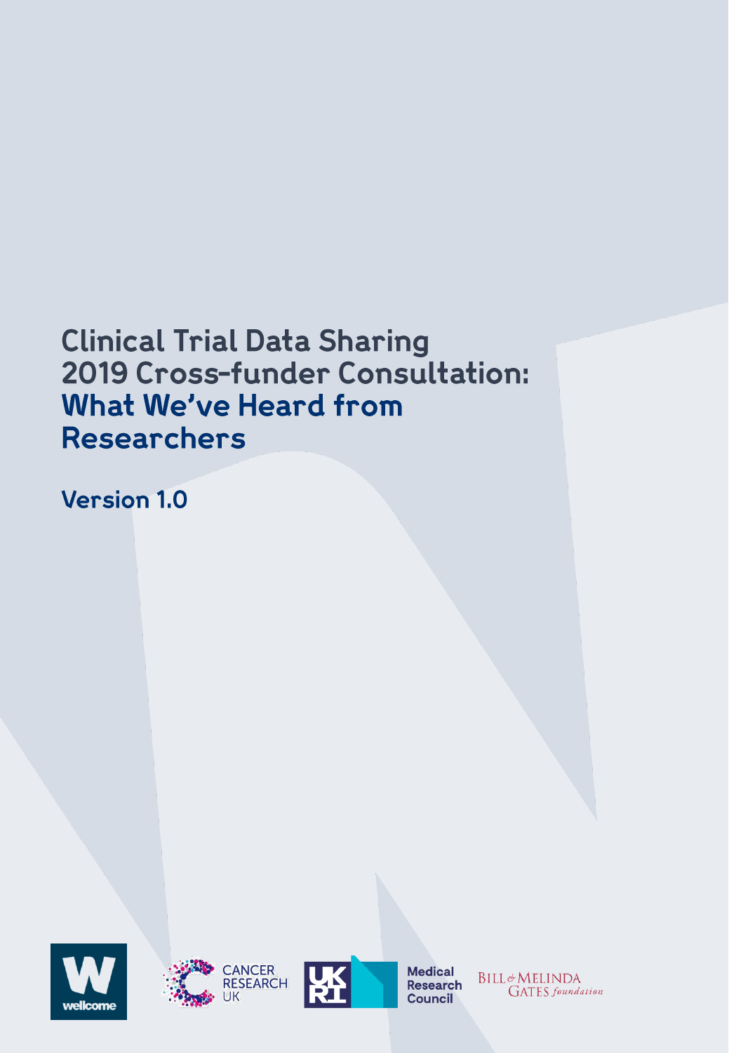# Clinical Trial Data Sharing 2019 Cross-funder Consultation: What We've Heard from Researchers

## Version 1.0

wellcome

CANCER RESEARCH UK

UKRI Medical Research Council

BILL & MELINDA GATES foundation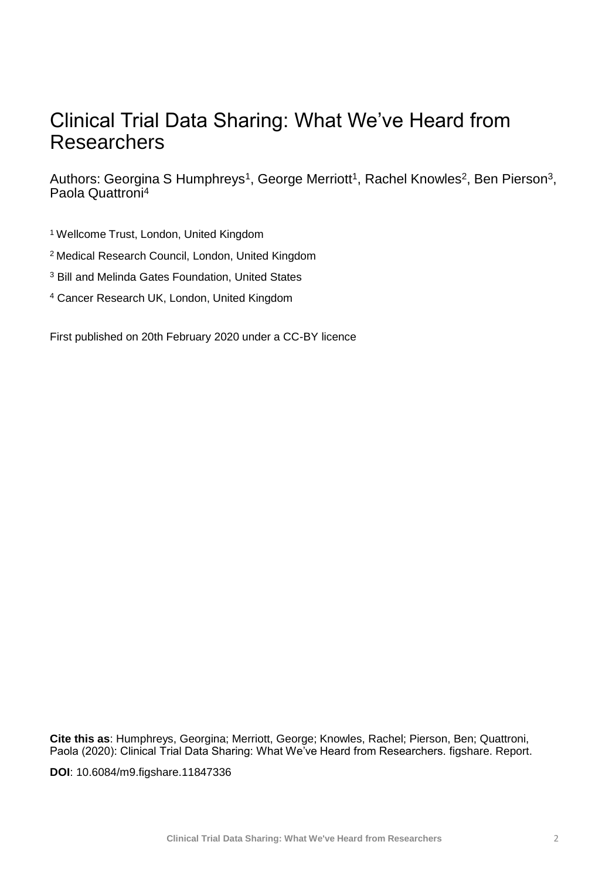# Clinical Trial Data Sharing: What We've Heard from Researchers

Authors: Georgina S Humphreys[1], George Merriott[1], Rachel Knowles[2], Ben Pierson[3], Paola Quattroni[4]

[1] Wellcome Trust, London, United Kingdom

[2] Medical Research Council, London, United Kingdom

[3] Bill and Melinda Gates Foundation, United States

[4] Cancer Research UK, London, United Kingdom

First published on 20th February 2020 under a CC-BY licence

**Cite this as**: Humphreys, Georgina; Merriott, George; Knowles, Rachel; Pierson, Ben; Quattroni, Paola (2020): Clinical Trial Data Sharing: What We've Heard from Researchers. figshare. Report.

**DOI**: 10.6084/m9.figshare.11847336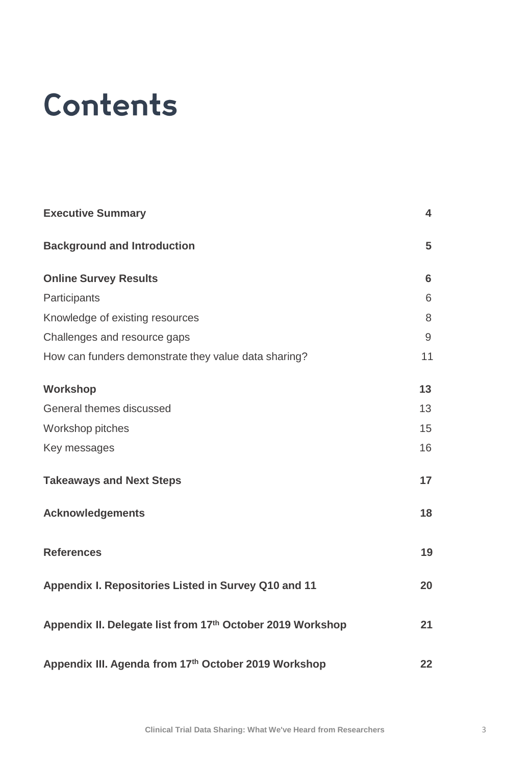# Contents

| | |
|---|---|
| **Executive Summary** | **4** |
| **Background and Introduction** | **5** |
| **Online Survey Results** | **6** |
| Participants | 6 |
| Knowledge of existing resources | 8 |
| Challenges and resource gaps | 9 |
| How can funders demonstrate they value data sharing? | 11 |
| **Workshop** | **13** |
| General themes discussed | 13 |
| Workshop pitches | 15 |
| Key messages | 16 |
| **Takeaways and Next Steps** | **17** |
| **Acknowledgements** | **18** |
| **References** | **19** |
| **Appendix I. Repositories Listed in Survey Q10 and 11** | **20** |
| **Appendix II. Delegate list from 17th October 2019 Workshop** | **21** |
| **Appendix III. Agenda from 17th October 2019 Workshop** | **22** |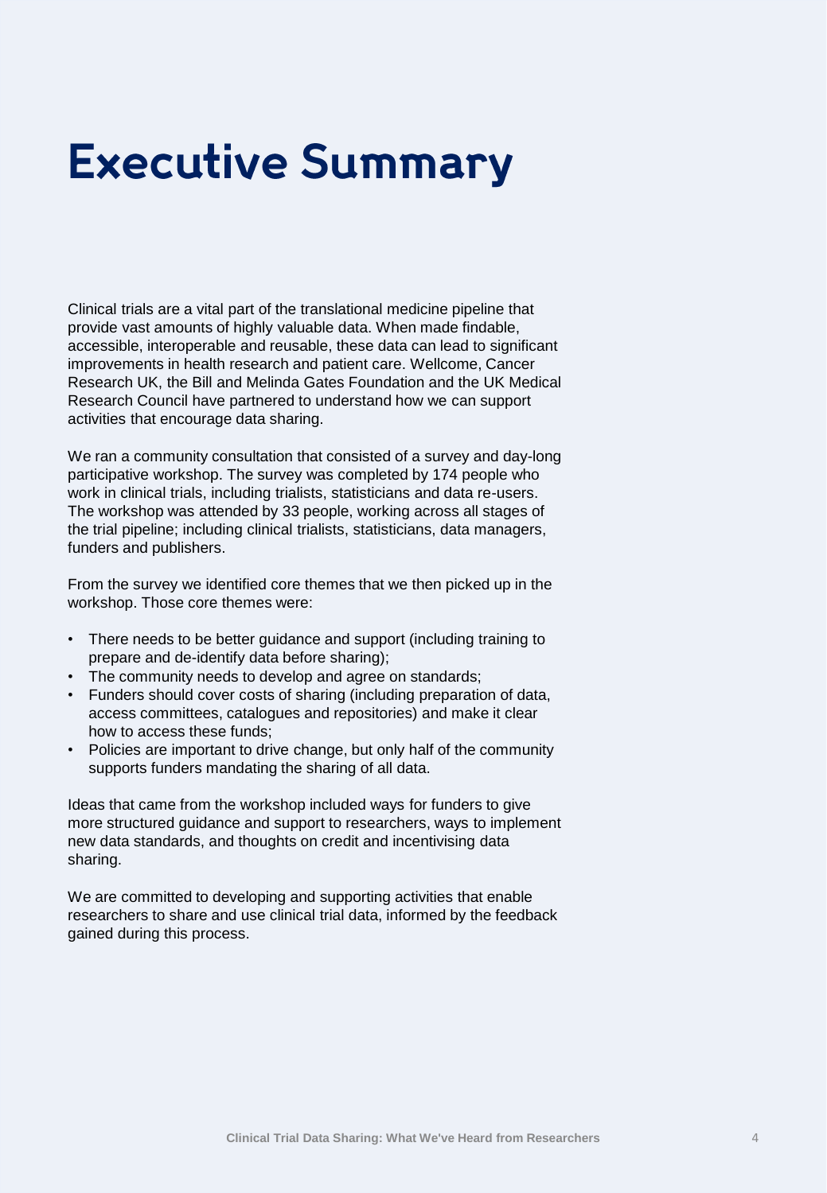# Executive Summary

Clinical trials are a vital part of the translational medicine pipeline that provide vast amounts of highly valuable data. When made findable, accessible, interoperable and reusable, these data can lead to significant improvements in health research and patient care. Wellcome, Cancer Research UK, the Bill and Melinda Gates Foundation and the UK Medical Research Council have partnered to understand how we can support activities that encourage data sharing.

We ran a community consultation that consisted of a survey and day-long participative workshop. The survey was completed by 174 people who work in clinical trials, including trialists, statisticians and data re-users. The workshop was attended by 33 people, working across all stages of the trial pipeline; including clinical trialists, statisticians, data managers, funders and publishers.

From the survey we identified core themes that we then picked up in the workshop. Those core themes were:

- There needs to be better guidance and support (including training to prepare and de-identify data before sharing);
- The community needs to develop and agree on standards;
- Funders should cover costs of sharing (including preparation of data, access committees, catalogues and repositories) and make it clear how to access these funds;
- Policies are important to drive change, but only half of the community supports funders mandating the sharing of all data.

Ideas that came from the workshop included ways for funders to give more structured guidance and support to researchers, ways to implement new data standards, and thoughts on credit and incentivising data sharing.

We are committed to developing and supporting activities that enable researchers to share and use clinical trial data, informed by the feedback gained during this process.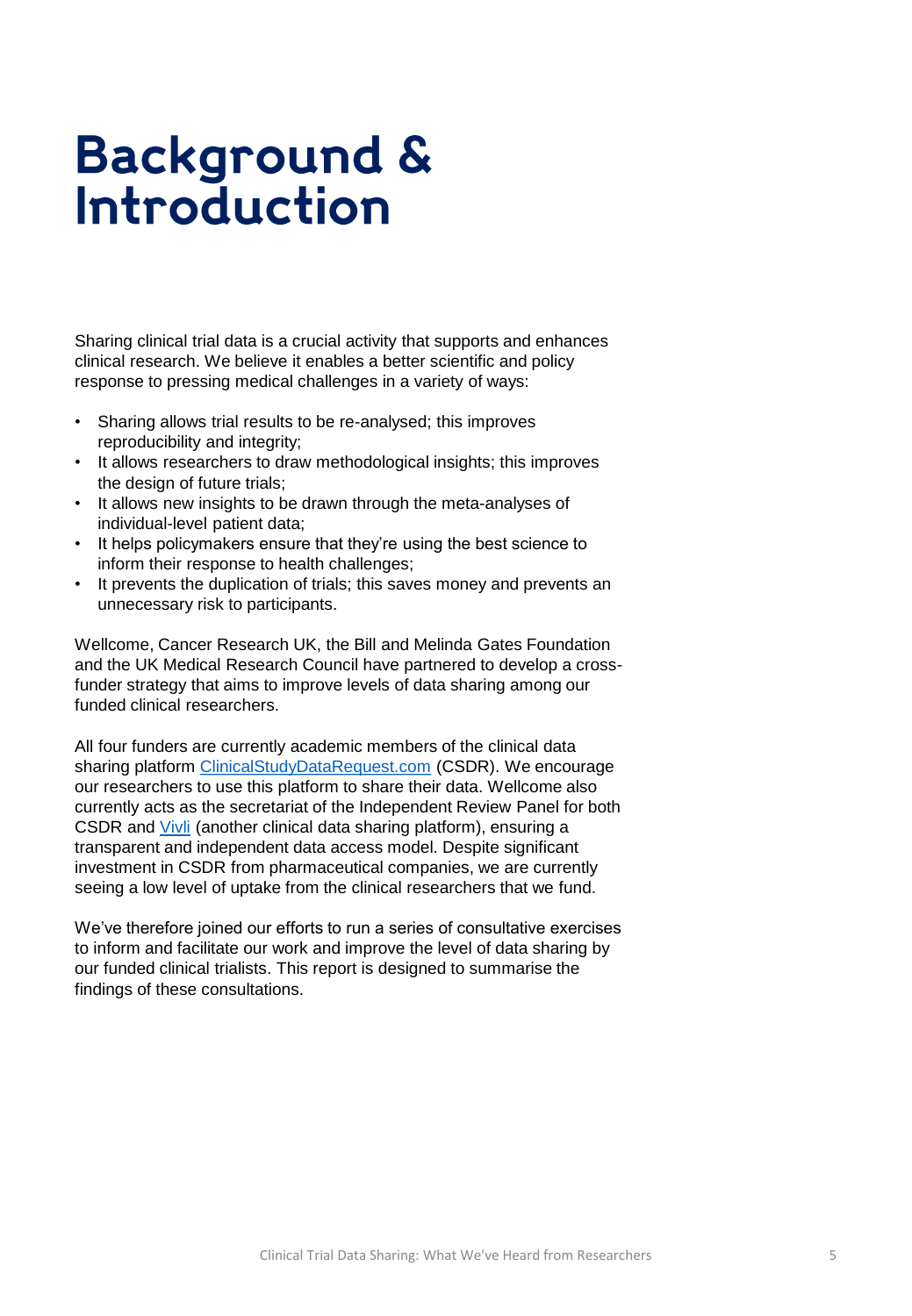# Background & Introduction

Sharing clinical trial data is a crucial activity that supports and enhances clinical research. We believe it enables a better scientific and policy response to pressing medical challenges in a variety of ways:

- Sharing allows trial results to be re-analysed; this improves reproducibility and integrity;
- It allows researchers to draw methodological insights; this improves the design of future trials;
- It allows new insights to be drawn through the meta-analyses of individual-level patient data;
- It helps policymakers ensure that they're using the best science to inform their response to health challenges;
- It prevents the duplication of trials; this saves money and prevents an unnecessary risk to participants.

Wellcome, Cancer Research UK, the Bill and Melinda Gates Foundation and the UK Medical Research Council have partnered to develop a cross-funder strategy that aims to improve levels of data sharing among our funded clinical researchers.

All four funders are currently academic members of the clinical data sharing platform [ClinicalStudyDataRequest.com](ClinicalStudyDataRequest.com) (CSDR). We encourage our researchers to use this platform to share their data. Wellcome also currently acts as the secretariat of the Independent Review Panel for both CSDR and Vivli (another clinical data sharing platform), ensuring a transparent and independent data access model. Despite significant investment in CSDR from pharmaceutical companies, we are currently seeing a low level of uptake from the clinical researchers that we fund.

We've therefore joined our efforts to run a series of consultative exercises to inform and facilitate our work and improve the level of data sharing by our funded clinical trialists. This report is designed to summarise the findings of these consultations.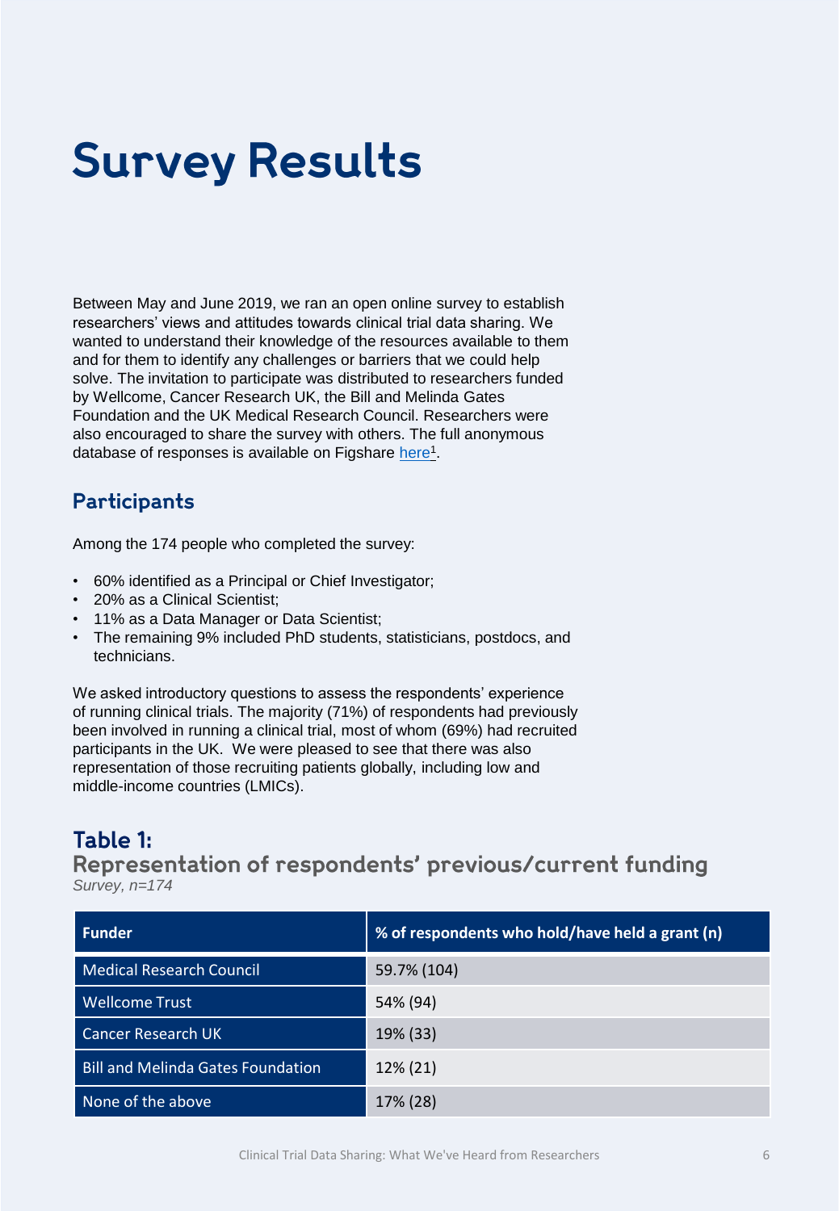# Survey Results

Between May and June 2019, we ran an open online survey to establish researchers' views and attitudes towards clinical trial data sharing. We wanted to understand their knowledge of the resources available to them and for them to identify any challenges or barriers that we could help solve. The invitation to participate was distributed to researchers funded by Wellcome, Cancer Research UK, the Bill and Melinda Gates Foundation and the UK Medical Research Council. Researchers were also encouraged to share the survey with others. The full anonymous database of responses is available on Figshare here[1].

## Participants

Among the 174 people who completed the survey:

- 60% identified as a Principal or Chief Investigator;
- 20% as a Clinical Scientist;
- 11% as a Data Manager or Data Scientist;
- The remaining 9% included PhD students, statisticians, postdocs, and technicians.

We asked introductory questions to assess the respondents' experience of running clinical trials. The majority (71%) of respondents had previously been involved in running a clinical trial, most of whom (69%) had recruited participants in the UK. We were pleased to see that there was also representation of those recruiting patients globally, including low and middle-income countries (LMICs).

### Table 1:
### Representation of respondents' previous/current funding

*Survey, n=174*

| Funder | % of respondents who hold/have held a grant (n) |
|---|---|
| Medical Research Council | 59.7% (104) |
| Wellcome Trust | 54% (94) |
| Cancer Research UK | 19% (33) |
| Bill and Melinda Gates Foundation | 12% (21) |
| None of the above | 17% (28) |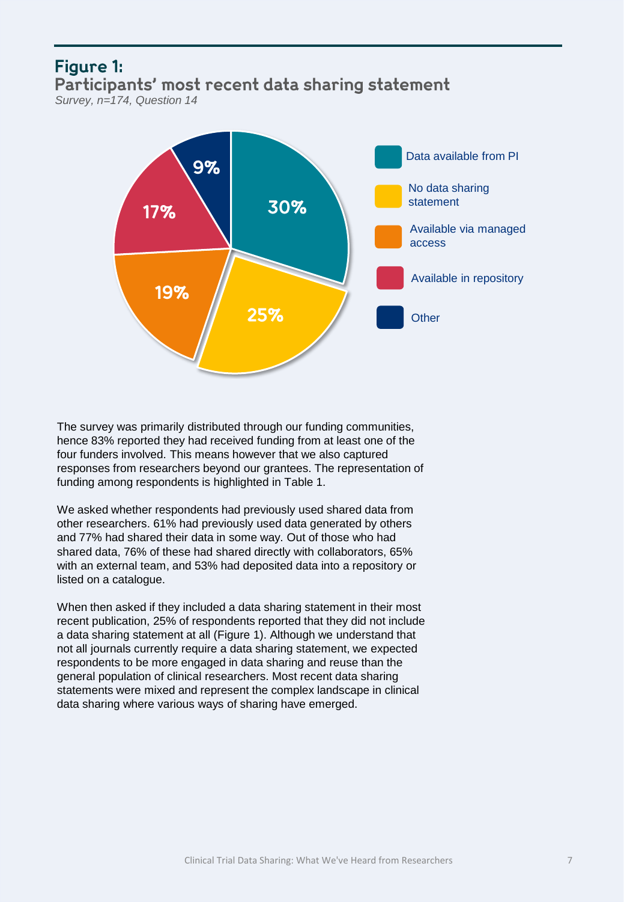## Figure 1:
## Participants' most recent data sharing statement

*Survey, n=174, Question 14*

| Data sharing statement | % |
|---|---|
| Data available from PI | 30% |
| No data sharing statement | 25% |
| Available via managed access | 19% |
| Available in repository | 17% |
| Other | 9% |

The survey was primarily distributed through our funding communities, hence 83% reported they had received funding from at least one of the four funders involved. This means however that we also captured responses from researchers beyond our grantees. The representation of funding among respondents is highlighted in Table 1.

We asked whether respondents had previously used shared data from other researchers. 61% had previously used data generated by others and 77% had shared their data in some way. Out of those who had shared data, 76% of these had shared directly with collaborators, 65% with an external team, and 53% had deposited data into a repository or listed on a catalogue.

When then asked if they included a data sharing statement in their most recent publication, 25% of respondents reported that they did not include a data sharing statement at all (Figure 1). Although we understand that not all journals currently require a data sharing statement, we expected respondents to be more engaged in data sharing and reuse than the general population of clinical researchers. Most recent data sharing statements were mixed and represent the complex landscape in clinical data sharing where various ways of sharing have emerged.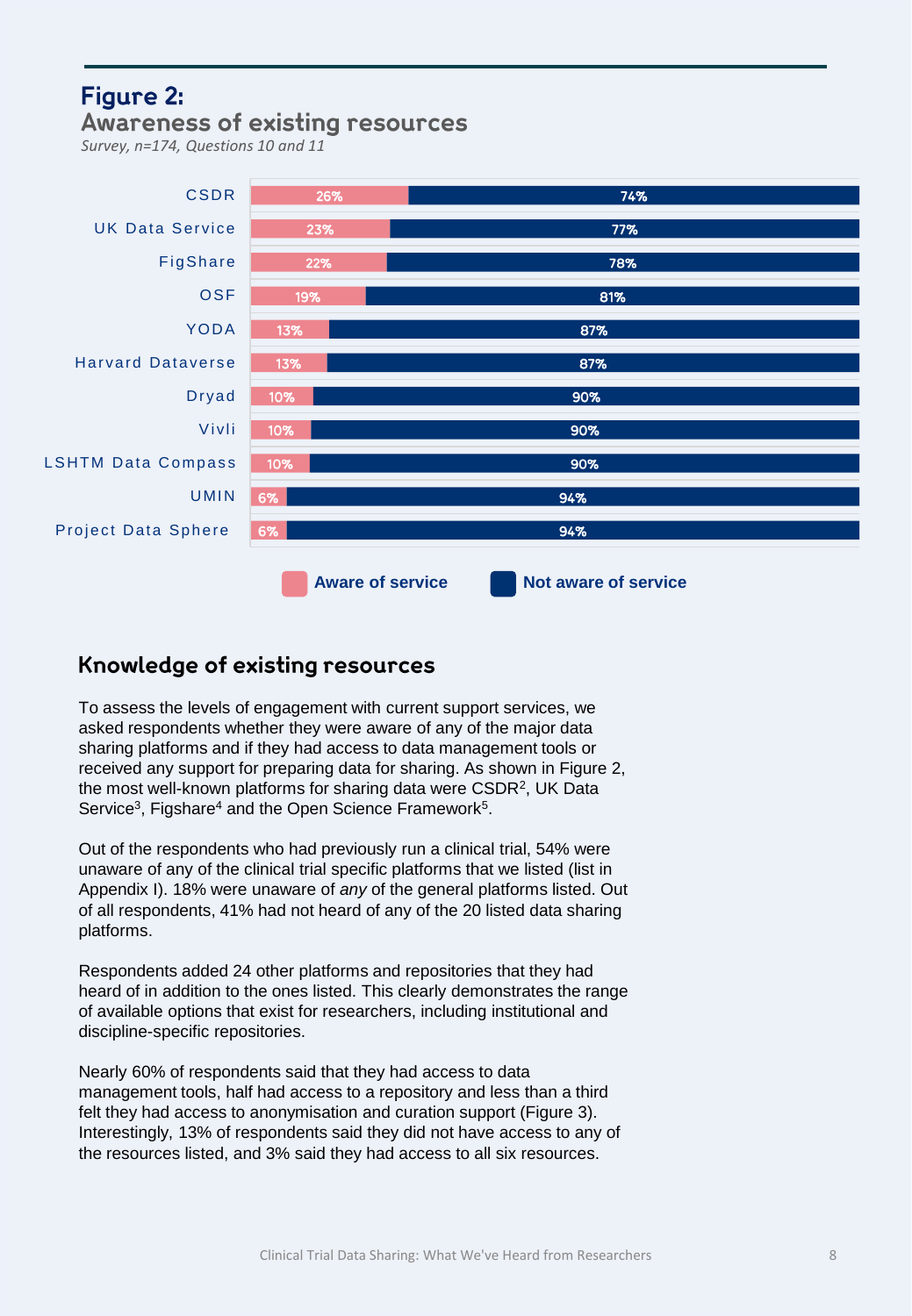## Figure 2:
### Awareness of existing resources

*Survey, n=174, Questions 10 and 11*

| Resource | Aware of service | Not aware of service |
|---|---|---|
| CSDR | 26% | 74% |
| UK Data Service | 23% | 77% |
| FigShare | 22% | 78% |
| OSF | 19% | 81% |
| YODA | 13% | 87% |
| Harvard Dataverse | 13% | 87% |
| Dryad | 10% | 90% |
| Vivli | 10% | 90% |
| LSHTM Data Compass | 10% | 90% |
| UMIN | 6% | 94% |
| Project Data Sphere | 6% | 94% |

## Knowledge of existing resources

To assess the levels of engagement with current support services, we asked respondents whether they were aware of any of the major data sharing platforms and if they had access to data management tools or received any support for preparing data for sharing. As shown in Figure 2, the most well-known platforms for sharing data were CSDR[2], UK Data Service[3], Figshare[4] and the Open Science Framework[5].

Out of the respondents who had previously run a clinical trial, 54% were unaware of any of the clinical trial specific platforms that we listed (list in Appendix I). 18% were unaware of *any* of the general platforms listed. Out of all respondents, 41% had not heard of any of the 20 listed data sharing platforms.

Respondents added 24 other platforms and repositories that they had heard of in addition to the ones listed. This clearly demonstrates the range of available options that exist for researchers, including institutional and discipline-specific repositories.

Nearly 60% of respondents said that they had access to data management tools, half had access to a repository and less than a third felt they had access to anonymisation and curation support (Figure 3). Interestingly, 13% of respondents said they did not have access to any of the resources listed, and 3% said they had access to all six resources.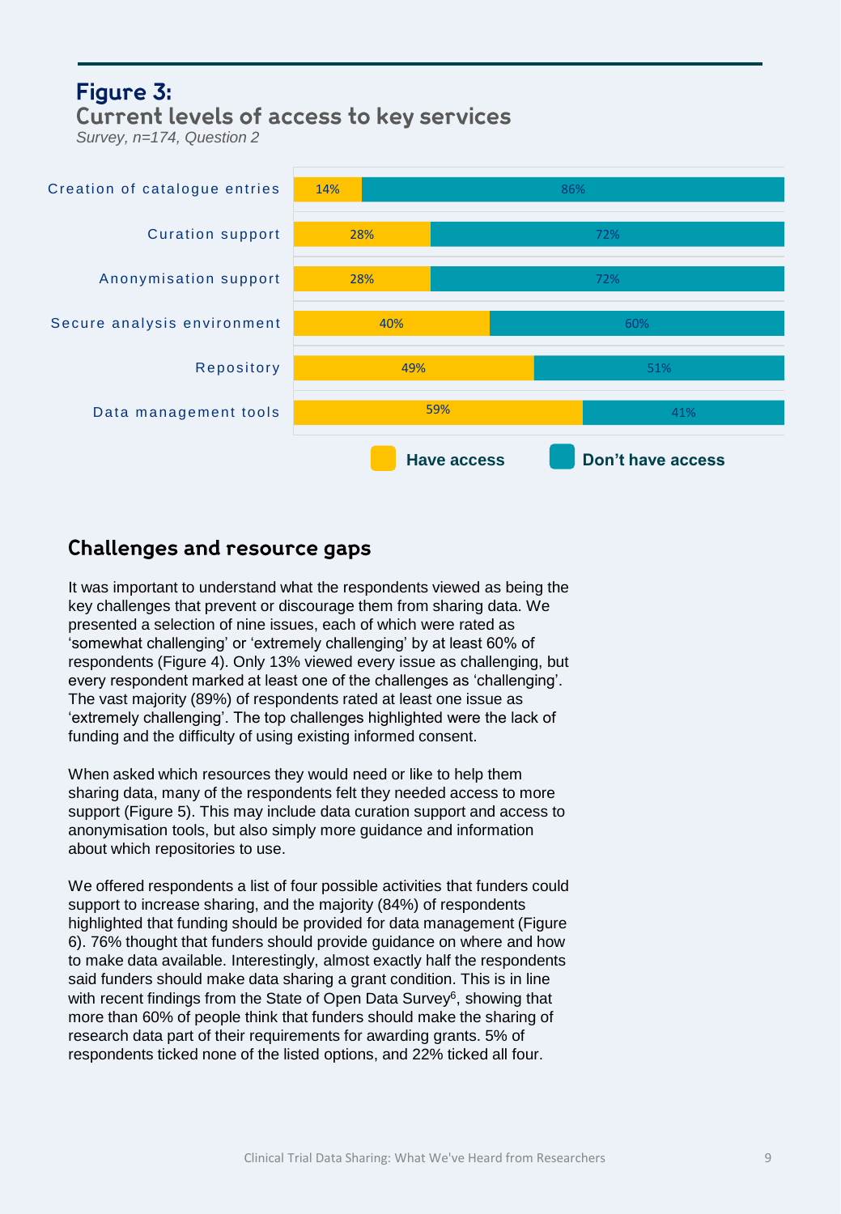## Figure 3:
### Current levels of access to key services

*Survey, n=174, Question 2*

| Service | Have access | Don't have access |
|---|---|---|
| Creation of catalogue entries | 14% | 86% |
| Curation support | 28% | 72% |
| Anonymisation support | 28% | 72% |
| Secure analysis environment | 40% | 60% |
| Repository | 49% | 51% |
| Data management tools | 59% | 41% |

## Challenges and resource gaps

It was important to understand what the respondents viewed as being the key challenges that prevent or discourage them from sharing data. We presented a selection of nine issues, each of which were rated as 'somewhat challenging' or 'extremely challenging' by at least 60% of respondents (Figure 4). Only 13% viewed every issue as challenging, but every respondent marked at least one of the challenges as 'challenging'. The vast majority (89%) of respondents rated at least one issue as 'extremely challenging'. The top challenges highlighted were the lack of funding and the difficulty of using existing informed consent.

When asked which resources they would need or like to help them sharing data, many of the respondents felt they needed access to more support (Figure 5). This may include data curation support and access to anonymisation tools, but also simply more guidance and information about which repositories to use.

We offered respondents a list of four possible activities that funders could support to increase sharing, and the majority (84%) of respondents highlighted that funding should be provided for data management (Figure 6). 76% thought that funders should provide guidance on where and how to make data available. Interestingly, almost exactly half the respondents said funders should make data sharing a grant condition. This is in line with recent findings from the State of Open Data Survey[6], showing that more than 60% of people think that funders should make the sharing of research data part of their requirements for awarding grants. 5% of respondents ticked none of the listed options, and 22% ticked all four.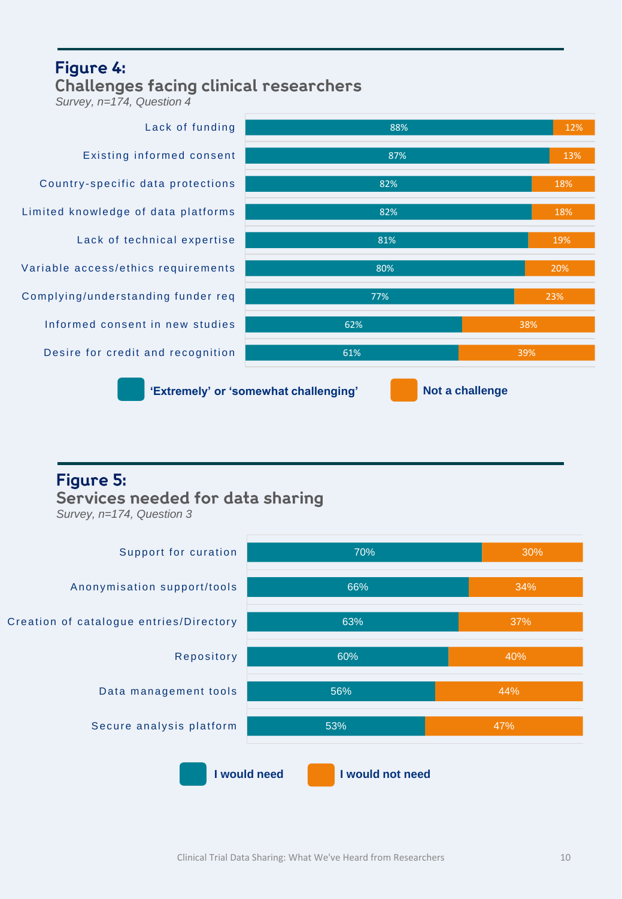## Figure 4:
## Challenges facing clinical researchers

*Survey, n=174, Question 4*

| Challenge | 'Extremely' or 'somewhat challenging' | Not a challenge |
|---|---|---|
| Lack of funding | 88% | 12% |
| Existing informed consent | 87% | 13% |
| Country-specific data protections | 82% | 18% |
| Limited knowledge of data platforms | 82% | 18% |
| Lack of technical expertise | 81% | 19% |
| Variable access/ethics requirements | 80% | 20% |
| Complying/understanding funder req | 77% | 23% |
| Informed consent in new studies | 62% | 38% |
| Desire for credit and recognition | 61% | 39% |

## Figure 5:
## Services needed for data sharing

*Survey, n=174, Question 3*

| Service | I would need | I would not need |
|---|---|---|
| Support for curation | 70% | 30% |
| Anonymisation support/tools | 66% | 34% |
| Creation of catalogue entries/Directory | 63% | 37% |
| Repository | 60% | 40% |
| Data management tools | 56% | 44% |
| Secure analysis platform | 53% | 47% |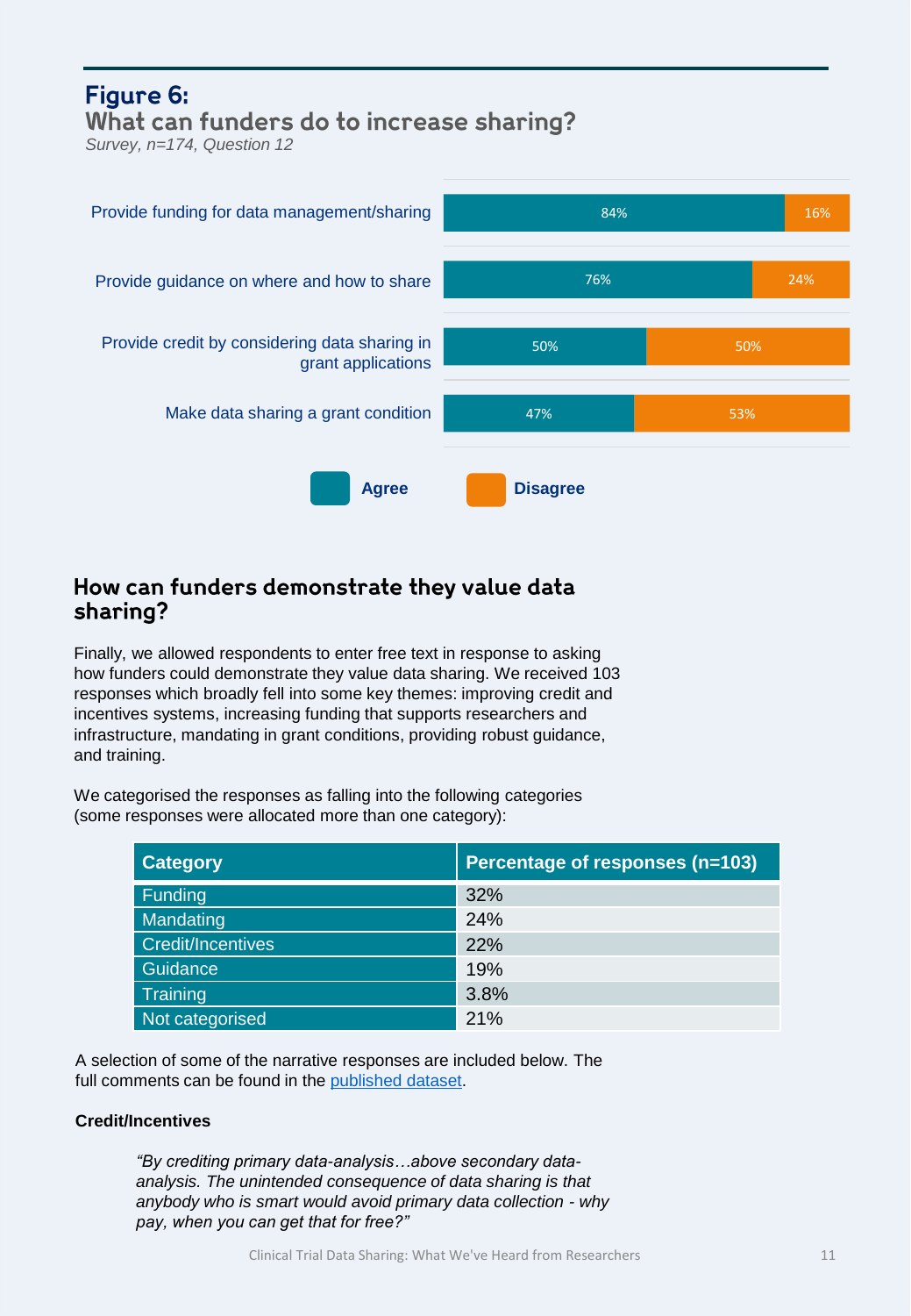## Figure 6:
### What can funders do to increase sharing?

*Survey, n=174, Question 12*

| | Agree | Disagree |
|---|---|---|
| Provide funding for data management/sharing | 84% | 16% |
| Provide guidance on where and how to share | 76% | 24% |
| Provide credit by considering data sharing in grant applications | 50% | 50% |
| Make data sharing a grant condition | 47% | 53% |

## How can funders demonstrate they value data sharing?

Finally, we allowed respondents to enter free text in response to asking how funders could demonstrate they value data sharing. We received 103 responses which broadly fell into some key themes: improving credit and incentives systems, increasing funding that supports researchers and infrastructure, mandating in grant conditions, providing robust guidance, and training.

We categorised the responses as falling into the following categories (some responses were allocated more than one category):

| Category | Percentage of responses (n=103) |
|---|---|
| Funding | 32% |
| Mandating | 24% |
| Credit/Incentives | 22% |
| Guidance | 19% |
| Training | 3.8% |
| Not categorised | 21% |

A selection of some of the narrative responses are included below. The full comments can be found in the published dataset.

**Credit/Incentives**

> *"By crediting primary data-analysis…above secondary data-analysis. The unintended consequence of data sharing is that anybody who is smart would avoid primary data collection - why pay, when you can get that for free?"*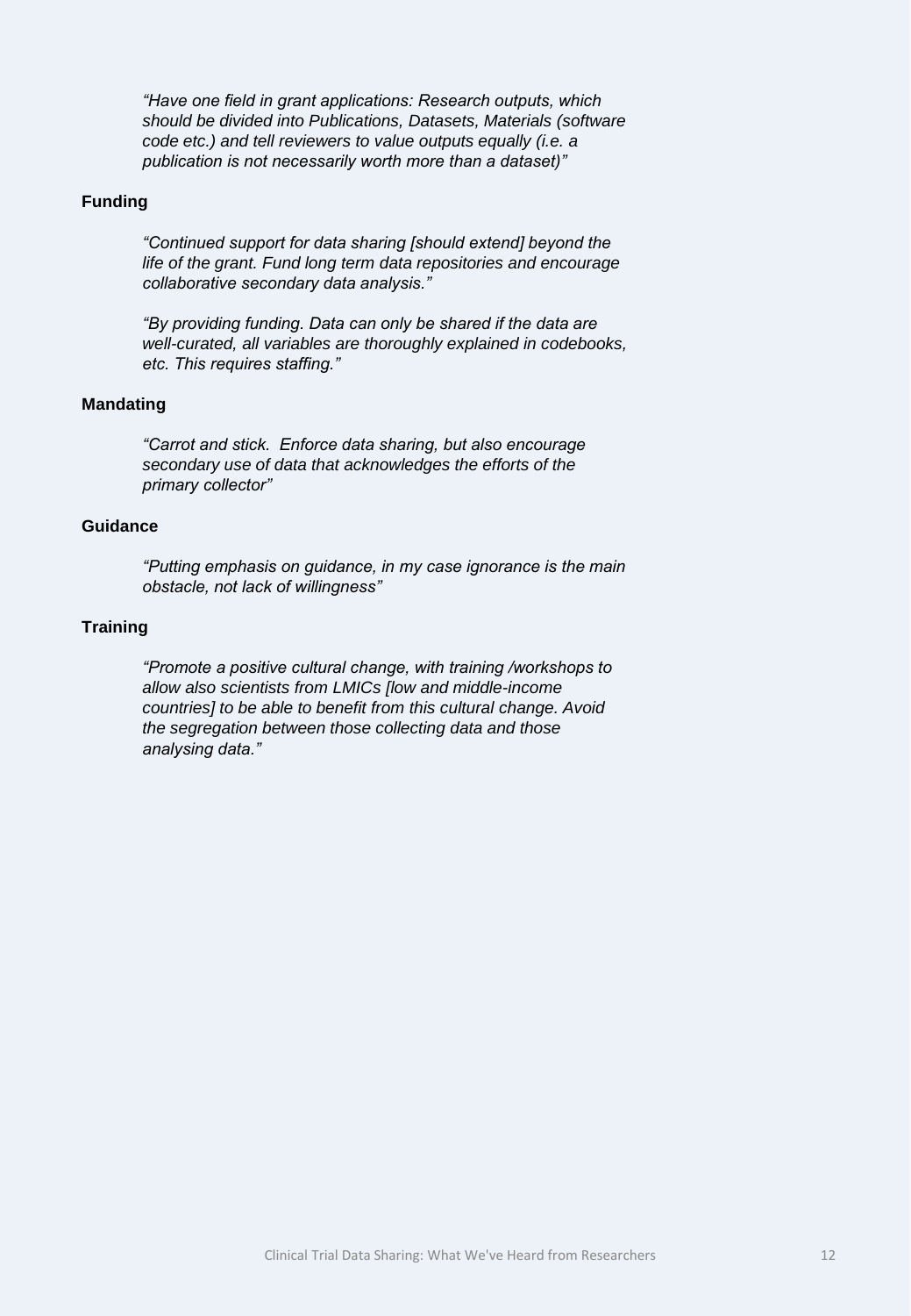*"Have one field in grant applications: Research outputs, which should be divided into Publications, Datasets, Materials (software code etc.) and tell reviewers to value outputs equally (i.e. a publication is not necessarily worth more than a dataset)"*

**Funding**

*"Continued support for data sharing [should extend] beyond the life of the grant. Fund long term data repositories and encourage collaborative secondary data analysis."*

*"By providing funding. Data can only be shared if the data are well-curated, all variables are thoroughly explained in codebooks, etc. This requires staffing."*

**Mandating**

*"Carrot and stick. Enforce data sharing, but also encourage secondary use of data that acknowledges the efforts of the primary collector"*

**Guidance**

*"Putting emphasis on guidance, in my case ignorance is the main obstacle, not lack of willingness"*

**Training**

*"Promote a positive cultural change, with training /workshops to allow also scientists from LMICs [low and middle-income countries] to be able to benefit from this cultural change. Avoid the segregation between those collecting data and those analysing data."*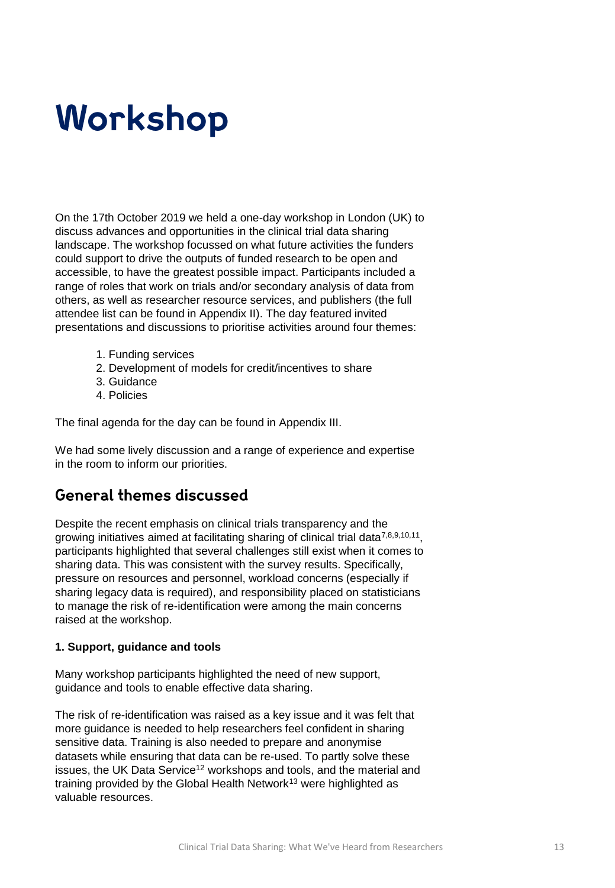# Workshop

On the 17th October 2019 we held a one-day workshop in London (UK) to discuss advances and opportunities in the clinical trial data sharing landscape. The workshop focussed on what future activities the funders could support to drive the outputs of funded research to be open and accessible, to have the greatest possible impact. Participants included a range of roles that work on trials and/or secondary analysis of data from others, as well as researcher resource services, and publishers (the full attendee list can be found in Appendix II). The day featured invited presentations and discussions to prioritise activities around four themes:

1. Funding services
2. Development of models for credit/incentives to share
3. Guidance
4. Policies

The final agenda for the day can be found in Appendix III.

We had some lively discussion and a range of experience and expertise in the room to inform our priorities.

## General themes discussed

Despite the recent emphasis on clinical trials transparency and the growing initiatives aimed at facilitating sharing of clinical trial data[7,8,9,10,11], participants highlighted that several challenges still exist when it comes to sharing data. This was consistent with the survey results. Specifically, pressure on resources and personnel, workload concerns (especially if sharing legacy data is required), and responsibility placed on statisticians to manage the risk of re-identification were among the main concerns raised at the workshop.

**1. Support, guidance and tools**

Many workshop participants highlighted the need of new support, guidance and tools to enable effective data sharing.

The risk of re-identification was raised as a key issue and it was felt that more guidance is needed to help researchers feel confident in sharing sensitive data. Training is also needed to prepare and anonymise datasets while ensuring that data can be re-used. To partly solve these issues, the UK Data Service[12] workshops and tools, and the material and training provided by the Global Health Network[13] were highlighted as valuable resources.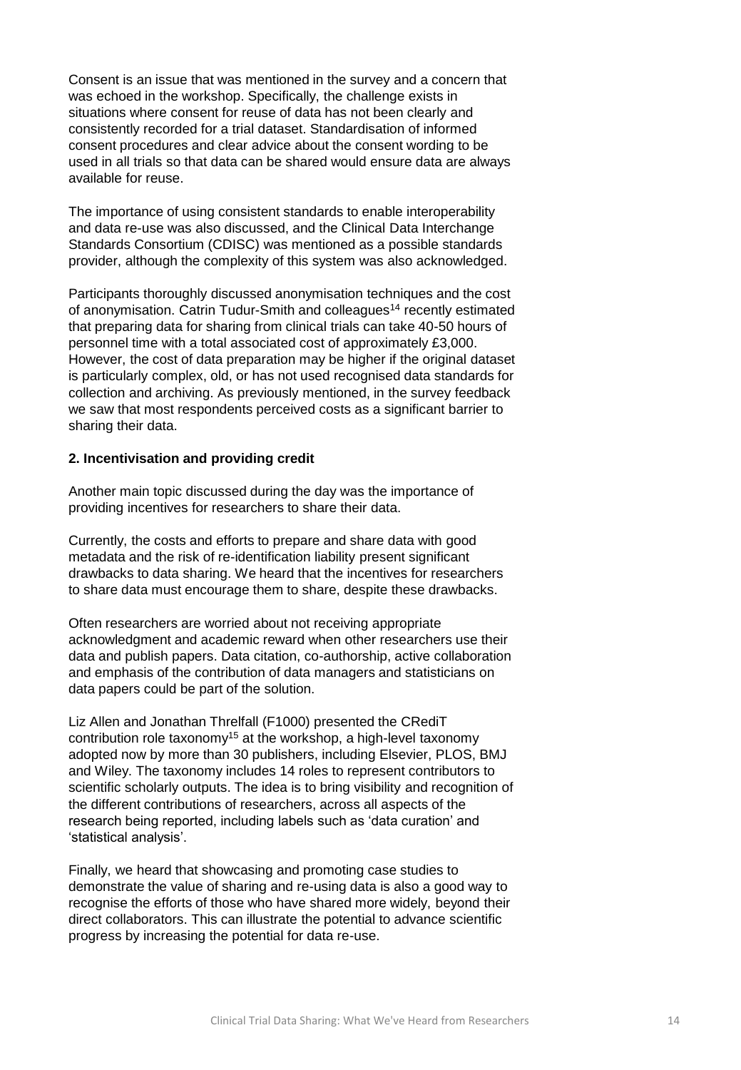Consent is an issue that was mentioned in the survey and a concern that was echoed in the workshop. Specifically, the challenge exists in situations where consent for reuse of data has not been clearly and consistently recorded for a trial dataset. Standardisation of informed consent procedures and clear advice about the consent wording to be used in all trials so that data can be shared would ensure data are always available for reuse.

The importance of using consistent standards to enable interoperability and data re-use was also discussed, and the Clinical Data Interchange Standards Consortium (CDISC) was mentioned as a possible standards provider, although the complexity of this system was also acknowledged.

Participants thoroughly discussed anonymisation techniques and the cost of anonymisation. Catrin Tudur-Smith and colleagues[14] recently estimated that preparing data for sharing from clinical trials can take 40-50 hours of personnel time with a total associated cost of approximately £3,000. However, the cost of data preparation may be higher if the original dataset is particularly complex, old, or has not used recognised data standards for collection and archiving. As previously mentioned, in the survey feedback we saw that most respondents perceived costs as a significant barrier to sharing their data.

**2. Incentivisation and providing credit**

Another main topic discussed during the day was the importance of providing incentives for researchers to share their data.

Currently, the costs and efforts to prepare and share data with good metadata and the risk of re-identification liability present significant drawbacks to data sharing. We heard that the incentives for researchers to share data must encourage them to share, despite these drawbacks.

Often researchers are worried about not receiving appropriate acknowledgment and academic reward when other researchers use their data and publish papers. Data citation, co-authorship, active collaboration and emphasis of the contribution of data managers and statisticians on data papers could be part of the solution.

Liz Allen and Jonathan Threlfall (F1000) presented the CRediT contribution role taxonomy[15] at the workshop, a high-level taxonomy adopted now by more than 30 publishers, including Elsevier, PLOS, BMJ and Wiley. The taxonomy includes 14 roles to represent contributors to scientific scholarly outputs. The idea is to bring visibility and recognition of the different contributions of researchers, across all aspects of the research being reported, including labels such as 'data curation' and 'statistical analysis'.

Finally, we heard that showcasing and promoting case studies to demonstrate the value of sharing and re-using data is also a good way to recognise the efforts of those who have shared more widely, beyond their direct collaborators. This can illustrate the potential to advance scientific progress by increasing the potential for data re-use.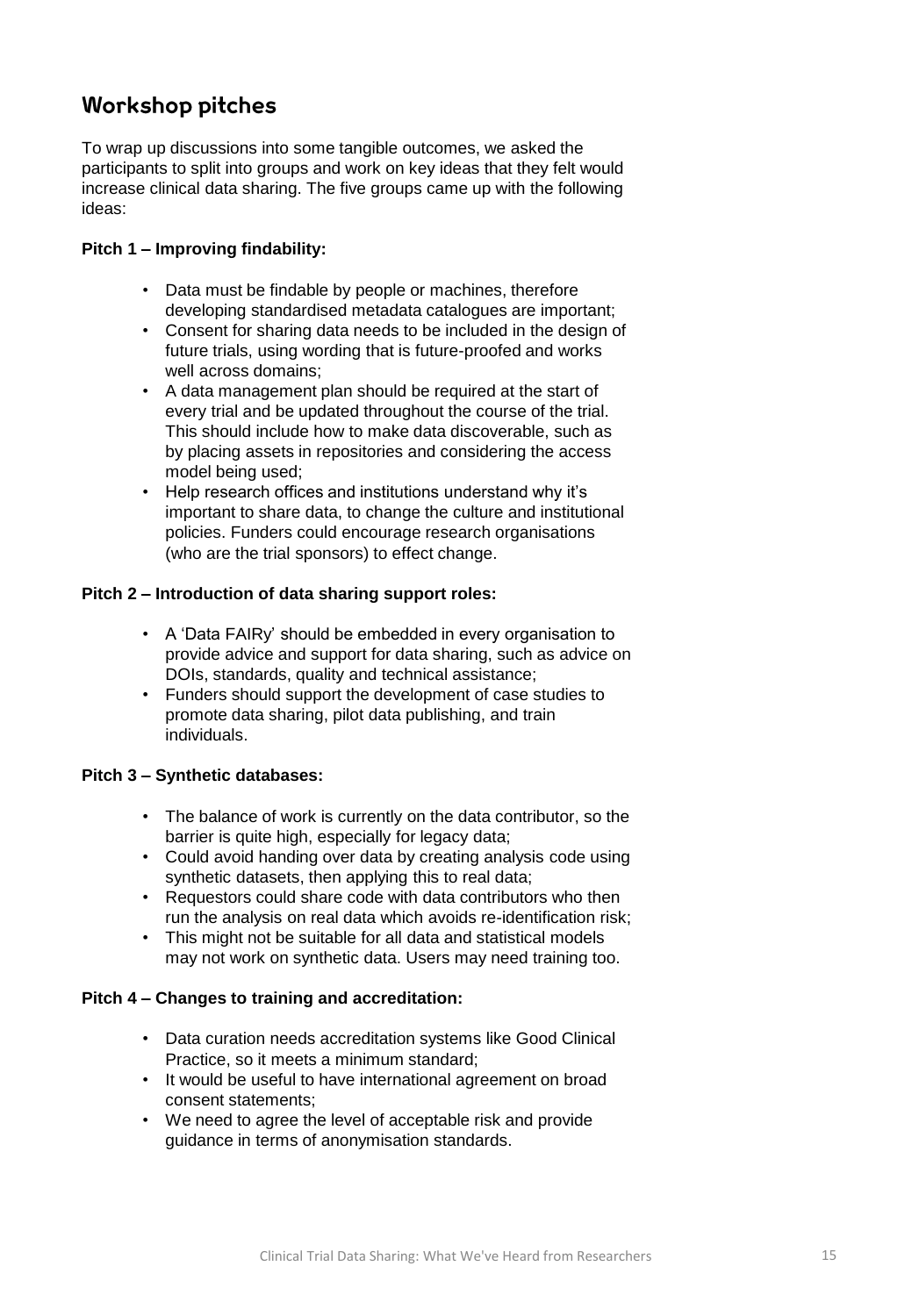## Workshop pitches

To wrap up discussions into some tangible outcomes, we asked the participants to split into groups and work on key ideas that they felt would increase clinical data sharing. The five groups came up with the following ideas:

**Pitch 1 – Improving findability:**

- Data must be findable by people or machines, therefore developing standardised metadata catalogues are important;
- Consent for sharing data needs to be included in the design of future trials, using wording that is future-proofed and works well across domains;
- A data management plan should be required at the start of every trial and be updated throughout the course of the trial. This should include how to make data discoverable, such as by placing assets in repositories and considering the access model being used;
- Help research offices and institutions understand why it's important to share data, to change the culture and institutional policies. Funders could encourage research organisations (who are the trial sponsors) to effect change.

**Pitch 2 – Introduction of data sharing support roles:**

- A 'Data FAIRy' should be embedded in every organisation to provide advice and support for data sharing, such as advice on DOIs, standards, quality and technical assistance;
- Funders should support the development of case studies to promote data sharing, pilot data publishing, and train individuals.

**Pitch 3 – Synthetic databases:**

- The balance of work is currently on the data contributor, so the barrier is quite high, especially for legacy data;
- Could avoid handing over data by creating analysis code using synthetic datasets, then applying this to real data;
- Requestors could share code with data contributors who then run the analysis on real data which avoids re-identification risk;
- This might not be suitable for all data and statistical models may not work on synthetic data. Users may need training too.

**Pitch 4 – Changes to training and accreditation:**

- Data curation needs accreditation systems like Good Clinical Practice, so it meets a minimum standard;
- It would be useful to have international agreement on broad consent statements;
- We need to agree the level of acceptable risk and provide guidance in terms of anonymisation standards.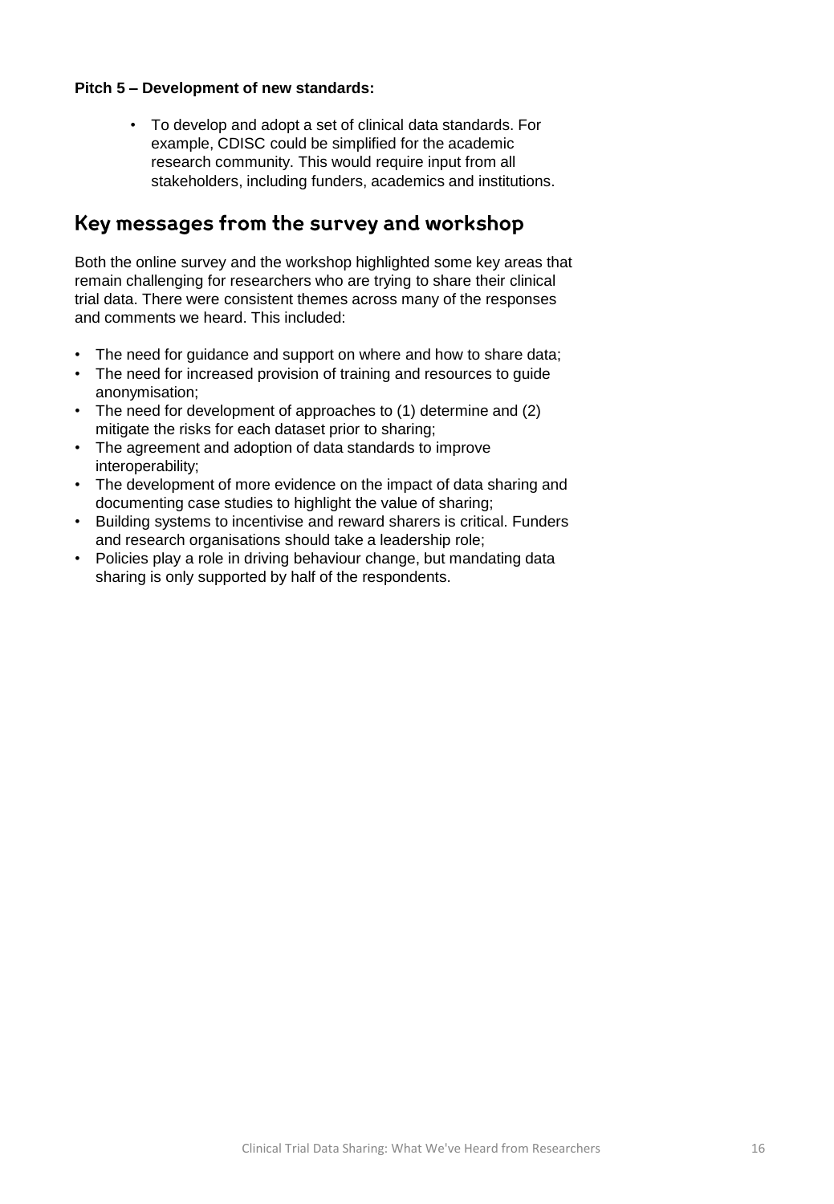**Pitch 5 – Development of new standards:**

- To develop and adopt a set of clinical data standards. For example, CDISC could be simplified for the academic research community. This would require input from all stakeholders, including funders, academics and institutions.

## Key messages from the survey and workshop

Both the online survey and the workshop highlighted some key areas that remain challenging for researchers who are trying to share their clinical trial data. There were consistent themes across many of the responses and comments we heard. This included:

- The need for guidance and support on where and how to share data;
- The need for increased provision of training and resources to guide anonymisation;
- The need for development of approaches to (1) determine and (2) mitigate the risks for each dataset prior to sharing;
- The agreement and adoption of data standards to improve interoperability;
- The development of more evidence on the impact of data sharing and documenting case studies to highlight the value of sharing;
- Building systems to incentivise and reward sharers is critical. Funders and research organisations should take a leadership role;
- Policies play a role in driving behaviour change, but mandating data sharing is only supported by half of the respondents.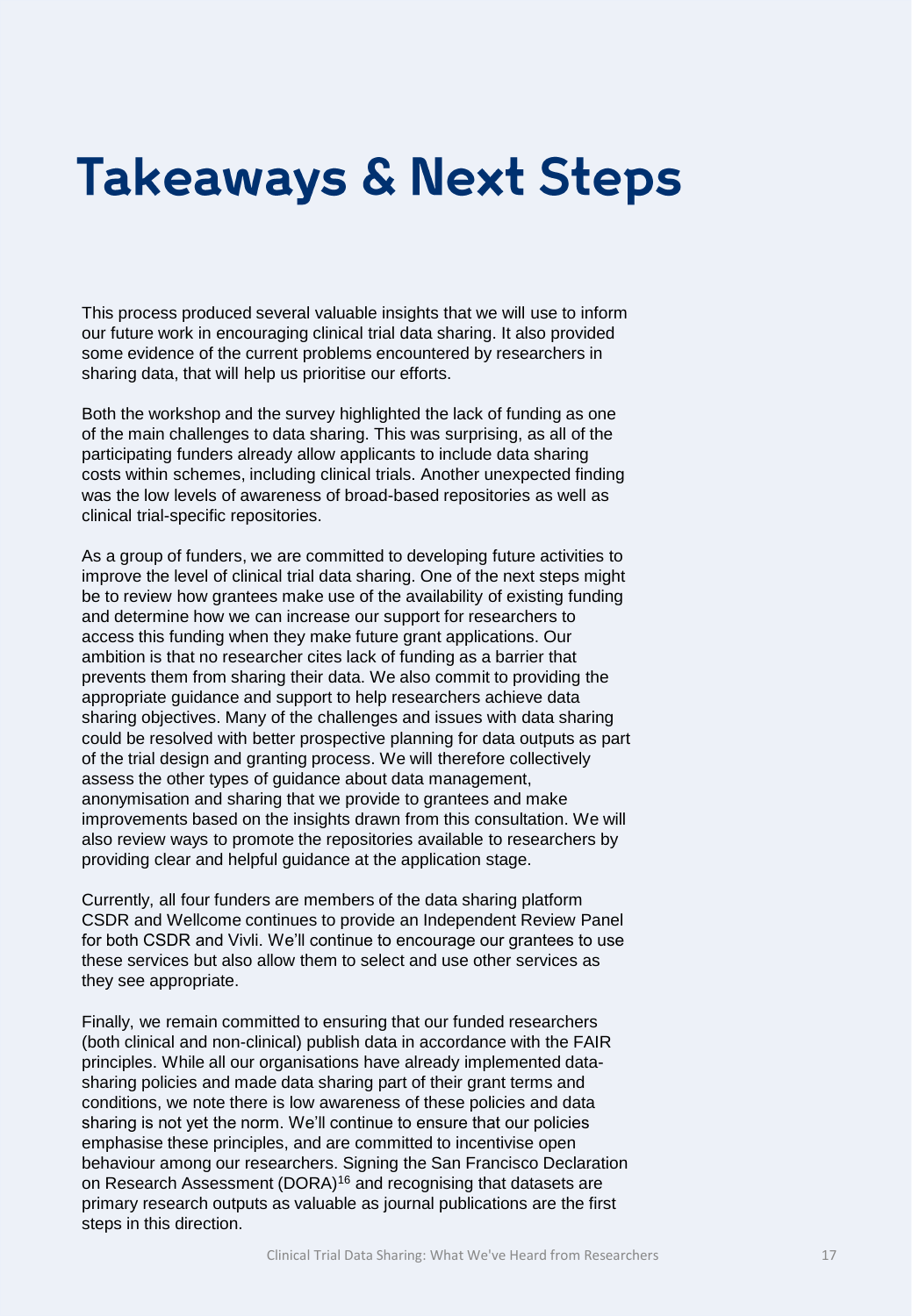# Takeaways & Next Steps

This process produced several valuable insights that we will use to inform our future work in encouraging clinical trial data sharing. It also provided some evidence of the current problems encountered by researchers in sharing data, that will help us prioritise our efforts.

Both the workshop and the survey highlighted the lack of funding as one of the main challenges to data sharing. This was surprising, as all of the participating funders already allow applicants to include data sharing costs within schemes, including clinical trials. Another unexpected finding was the low levels of awareness of broad-based repositories as well as clinical trial-specific repositories.

As a group of funders, we are committed to developing future activities to improve the level of clinical trial data sharing. One of the next steps might be to review how grantees make use of the availability of existing funding and determine how we can increase our support for researchers to access this funding when they make future grant applications. Our ambition is that no researcher cites lack of funding as a barrier that prevents them from sharing their data. We also commit to providing the appropriate guidance and support to help researchers achieve data sharing objectives. Many of the challenges and issues with data sharing could be resolved with better prospective planning for data outputs as part of the trial design and granting process. We will therefore collectively assess the other types of guidance about data management, anonymisation and sharing that we provide to grantees and make improvements based on the insights drawn from this consultation. We will also review ways to promote the repositories available to researchers by providing clear and helpful guidance at the application stage.

Currently, all four funders are members of the data sharing platform CSDR and Wellcome continues to provide an Independent Review Panel for both CSDR and Vivli. We'll continue to encourage our grantees to use these services but also allow them to select and use other services as they see appropriate.

Finally, we remain committed to ensuring that our funded researchers (both clinical and non-clinical) publish data in accordance with the FAIR principles. While all our organisations have already implemented data-sharing policies and made data sharing part of their grant terms and conditions, we note there is low awareness of these policies and data sharing is not yet the norm. We'll continue to ensure that our policies emphasise these principles, and are committed to incentivise open behaviour among our researchers. Signing the San Francisco Declaration on Research Assessment (DORA)[16] and recognising that datasets are primary research outputs as valuable as journal publications are the first steps in this direction.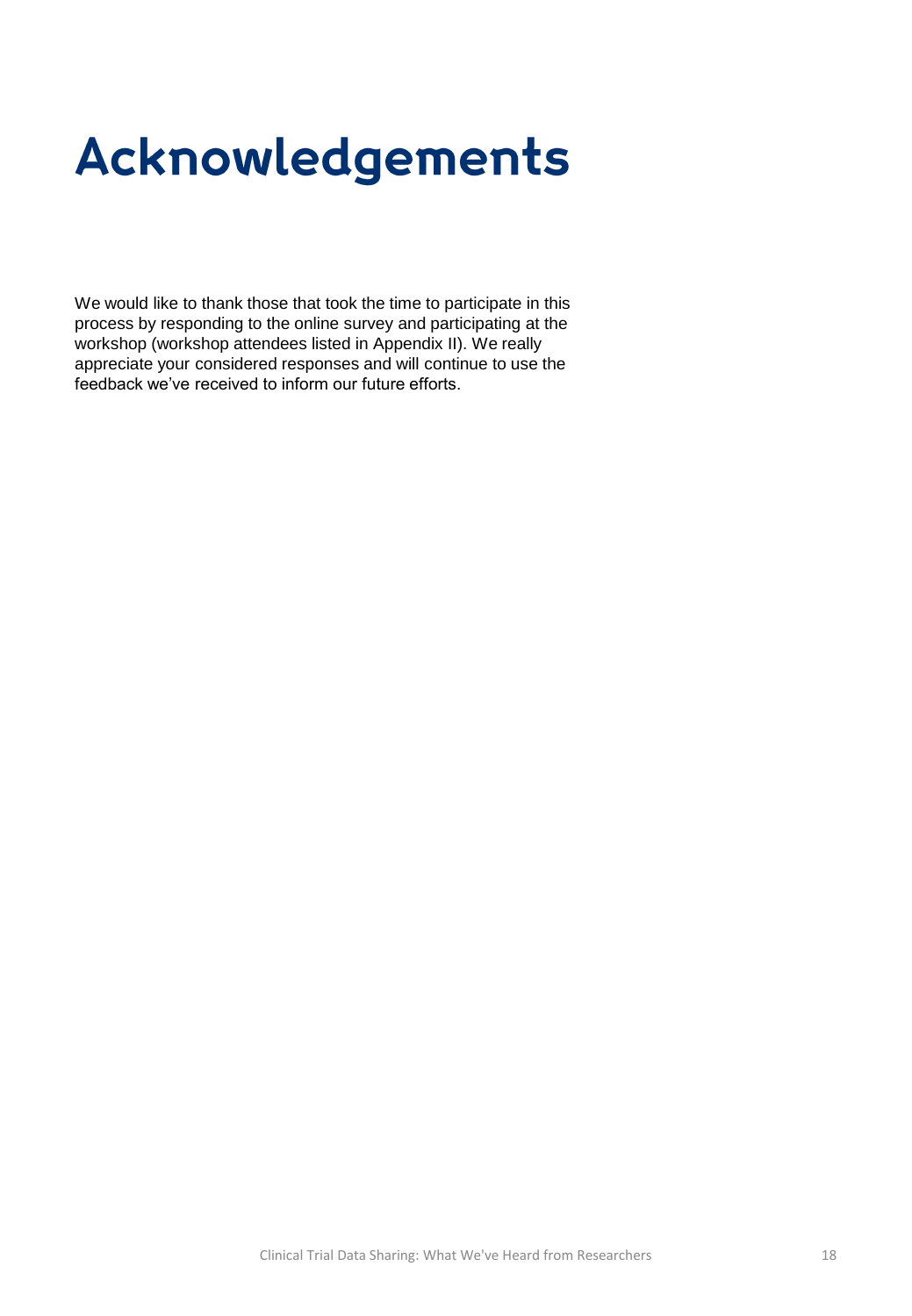# Acknowledgements

We would like to thank those that took the time to participate in this process by responding to the online survey and participating at the workshop (workshop attendees listed in Appendix II). We really appreciate your considered responses and will continue to use the feedback we've received to inform our future efforts.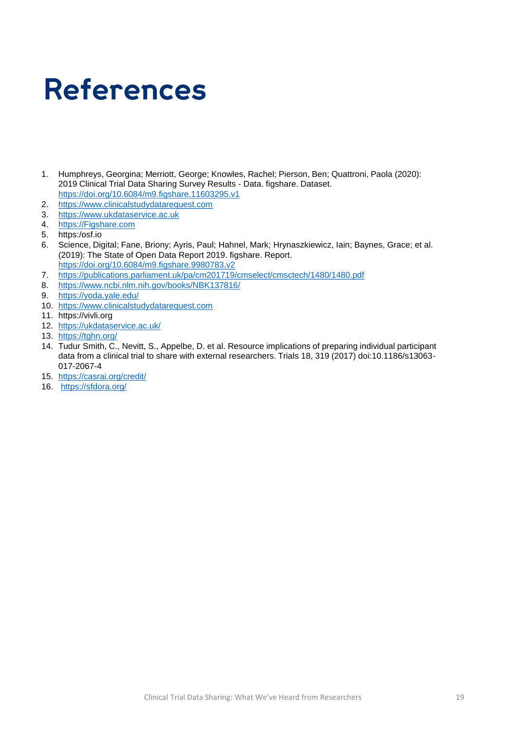# References

1. Humphreys, Georgina; Merriott, George; Knowles, Rachel; Pierson, Ben; Quattroni, Paola (2020): 2019 Clinical Trial Data Sharing Survey Results - Data. figshare. Dataset. https://doi.org/10.6084/m9.figshare.11603295.v1
2. https://www.clinicalstudydatarequest.com
3. https://www.ukdataservice.ac.uk
4. https://Figshare.com
5. https:/osf.io
6. Science, Digital; Fane, Briony; Ayris, Paul; Hahnel, Mark; Hrynaszkiewicz, Iain; Baynes, Grace; et al. (2019): The State of Open Data Report 2019. figshare. Report. https://doi.org/10.6084/m9.figshare.9980783.v2
7. https://publications.parliament.uk/pa/cm201719/cmselect/cmsctech/1480/1480.pdf
8. https://www.ncbi.nlm.nih.gov/books/NBK137816/
9. https://yoda.yale.edu/
10. https://www.clinicalstudydatarequest.com
11. https://vivli.org
12. https://ukdataservice.ac.uk/
13. https://tghn.org/
14. Tudur Smith, C., Nevitt, S., Appelbe, D. et al. Resource implications of preparing individual participant data from a clinical trial to share with external researchers. Trials 18, 319 (2017) doi:10.1186/s13063-017-2067-4
15. https://casrai.org/credit/
16. https://sfdora.org/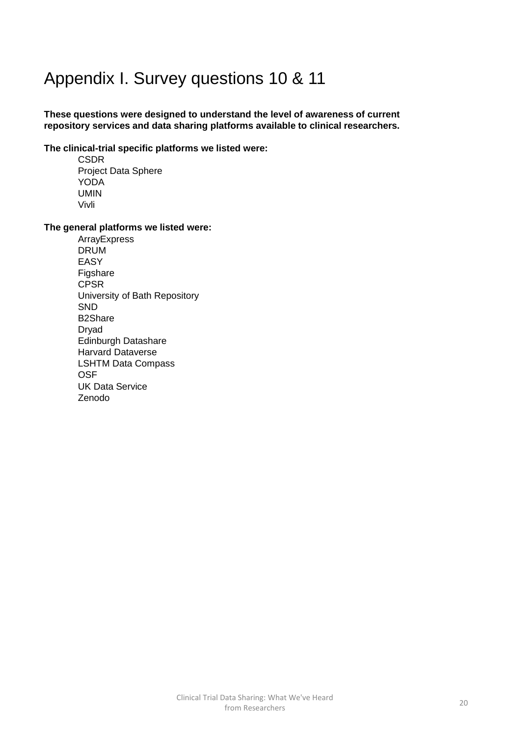# Appendix I. Survey questions 10 & 11

**These questions were designed to understand the level of awareness of current repository services and data sharing platforms available to clinical researchers.**

**The clinical-trial specific platforms we listed were:**

- CSDR
- Project Data Sphere
- YODA
- UMIN
- Vivli

**The general platforms we listed were:**

- ArrayExpress
- DRUM
- EASY
- Figshare
- CPSR
- University of Bath Repository
- SND
- B2Share
- Dryad
- Edinburgh Datashare
- Harvard Dataverse
- LSHTM Data Compass
- OSF
- UK Data Service
- Zenodo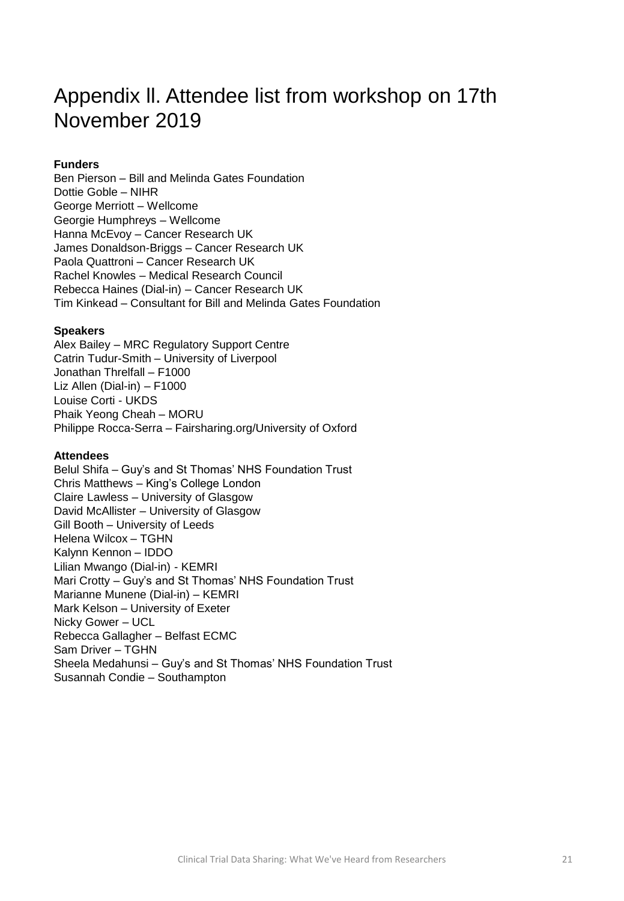# Appendix ll. Attendee list from workshop on 17th November 2019

**Funders**

Ben Pierson – Bill and Melinda Gates Foundation
Dottie Goble – NIHR
George Merriott – Wellcome
Georgie Humphreys – Wellcome
Hanna McEvoy – Cancer Research UK
James Donaldson-Briggs – Cancer Research UK
Paola Quattroni – Cancer Research UK
Rachel Knowles – Medical Research Council
Rebecca Haines (Dial-in) – Cancer Research UK
Tim Kinkead – Consultant for Bill and Melinda Gates Foundation

**Speakers**

Alex Bailey – MRC Regulatory Support Centre
Catrin Tudur-Smith – University of Liverpool
Jonathan Threlfall – F1000
Liz Allen (Dial-in) – F1000
Louise Corti - UKDS
Phaik Yeong Cheah – MORU
Philippe Rocca-Serra – Fairsharing.org/University of Oxford

**Attendees**

Belul Shifa – Guy's and St Thomas' NHS Foundation Trust
Chris Matthews – King's College London
Claire Lawless – University of Glasgow
David McAllister – University of Glasgow
Gill Booth – University of Leeds
Helena Wilcox – TGHN
Kalynn Kennon – IDDO
Lilian Mwango (Dial-in) - KEMRI
Mari Crotty – Guy's and St Thomas' NHS Foundation Trust
Marianne Munene (Dial-in) – KEMRI
Mark Kelson – University of Exeter
Nicky Gower – UCL
Rebecca Gallagher – Belfast ECMC
Sam Driver – TGHN
Sheela Medahunsi – Guy's and St Thomas' NHS Foundation Trust
Susannah Condie – Southampton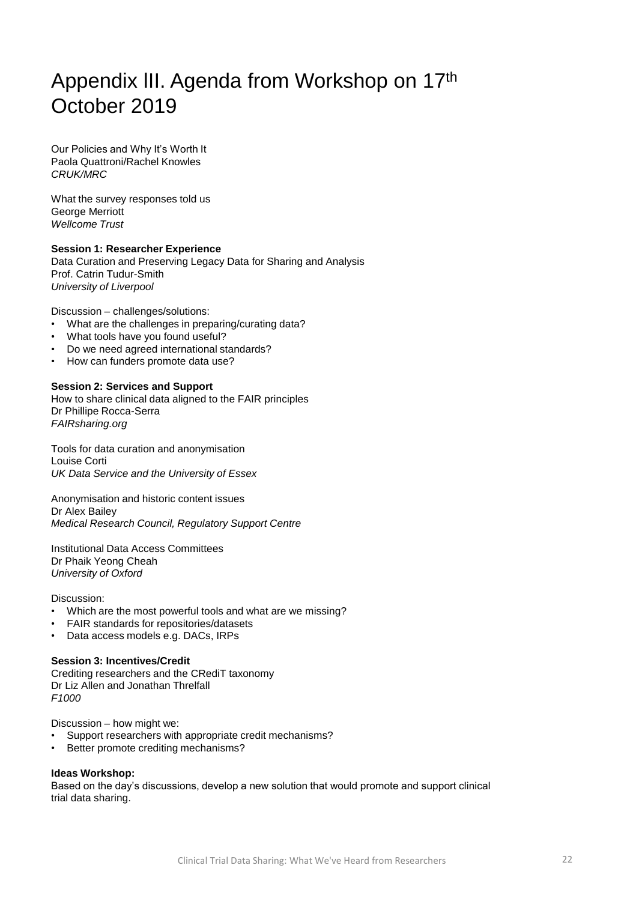# Appendix III. Agenda from Workshop on 17th October 2019

Our Policies and Why It's Worth It
Paola Quattroni/Rachel Knowles
*CRUK/MRC*

What the survey responses told us
George Merriott
*Wellcome Trust*

**Session 1: Researcher Experience**
Data Curation and Preserving Legacy Data for Sharing and Analysis
Prof. Catrin Tudur-Smith
*University of Liverpool*

Discussion – challenges/solutions:

- What are the challenges in preparing/curating data?
- What tools have you found useful?
- Do we need agreed international standards?
- How can funders promote data use?

**Session 2: Services and Support**
How to share clinical data aligned to the FAIR principles
Dr Phillipe Rocca-Serra
*FAIRsharing.org*

Tools for data curation and anonymisation
Louise Corti
*UK Data Service and the University of Essex*

Anonymisation and historic content issues
Dr Alex Bailey
*Medical Research Council, Regulatory Support Centre*

Institutional Data Access Committees
Dr Phaik Yeong Cheah
*University of Oxford*

Discussion:

- Which are the most powerful tools and what are we missing?
- FAIR standards for repositories/datasets
- Data access models e.g. DACs, IRPs

**Session 3: Incentives/Credit**
Crediting researchers and the CRediT taxonomy
Dr Liz Allen and Jonathan Threlfall
*F1000*

Discussion – how might we:

- Support researchers with appropriate credit mechanisms?
- Better promote crediting mechanisms?

**Ideas Workshop:**
Based on the day's discussions, develop a new solution that would promote and support clinical trial data sharing.